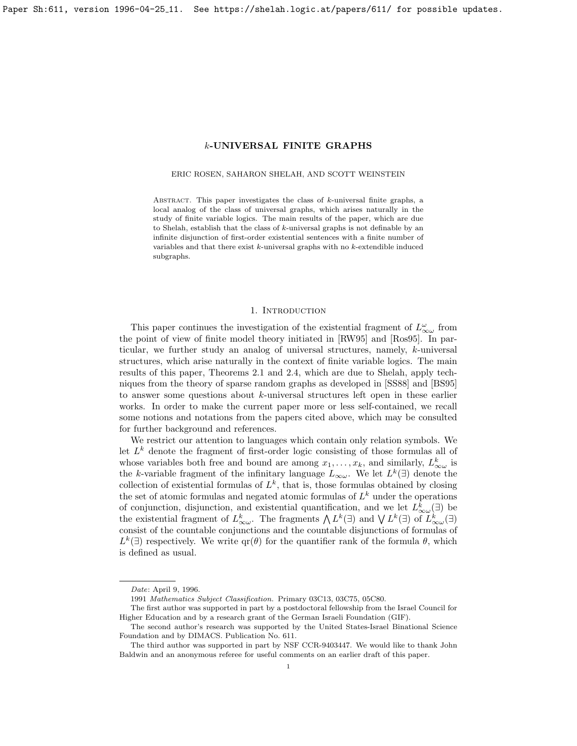# k-UNIVERSAL FINITE GRAPHS

ERIC ROSEN, SAHARON SHELAH, AND SCOTT WEINSTEIN

Abstract. This paper investigates the class of $k$-universal finite graphs, a local analog of the class of universal graphs, which arises naturally in the study of finite variable logics. The main results of the paper, which are due to Shelah, establish that the class of $k$-universal graphs is not definable by an infinite disjunction of first-order existential sentences with a finite number of variables and that there exist $k$-universal graphs with no $k$-extendible induced subgraphs.

## 1. Introduction

This paper continues the investigation of the existential fragment of $L^{\omega}_{\infty\omega}$ from the point of view of finite model theory initiated in [RW95] and [Ros95]. In particular, we further study an analog of universal structures, namely, $k$-universal structures, which arise naturally in the context of finite variable logics. The main results of this paper, Theorems 2.1 and 2.4, which are due to Shelah, apply techniques from the theory of sparse random graphs as developed in [SS88] and [BS95] to answer some questions about $k$-universal structures left open in these earlier works. In order to make the current paper more or less self-contained, we recall some notions and notations from the papers cited above, which may be consulted for further background and references.

We restrict our attention to languages which contain only relation symbols. We let $L^k$ denote the fragment of first-order logic consisting of those formulas all of whose variables both free and bound are among $x_1, \dots, x_k$, and similarly, $L^k_{\infty\omega}$ is the $k$-variable fragment of the infinitary language $L_{\infty\omega}$. We let $L^k(\exists)$ denote the collection of existential formulas of $L^k$, that is, those formulas obtained by closing the set of atomic formulas and negated atomic formulas of $L^k$ under the operations of conjunction, disjunction, and existential quantification, and we let $L^k_{\infty\omega}(\exists)$ be the existential fragment of $L^k_{\infty\omega}$. The fragments $\bigwedge L^k(\exists)$ and $\bigvee L^k(\exists)$ of $L^k_{\infty\omega}(\exists)$ consist of the countable conjunctions and the countable disjunctions of formulas of $L^k(\exists)$ respectively. We write $\mathrm{qr}(\theta)$ for the quantifier rank of the formula $\theta$, which is defined as usual.

---

*Date*: April 9, 1996.

1991 *Mathematics Subject Classification.* Primary 03C13, 03C75, 05C80.

The first author was supported in part by a postdoctoral fellowship from the Israel Council for Higher Education and by a research grant of the German Israeli Foundation (GIF).

The second author's research was supported by the United States-Israel Binational Science Foundation and by DIMACS. Publication No. 611.

The third author was supported in part by NSF CCR-9403447. We would like to thank John Baldwin and an anonymous referee for useful comments on an earlier draft of this paper.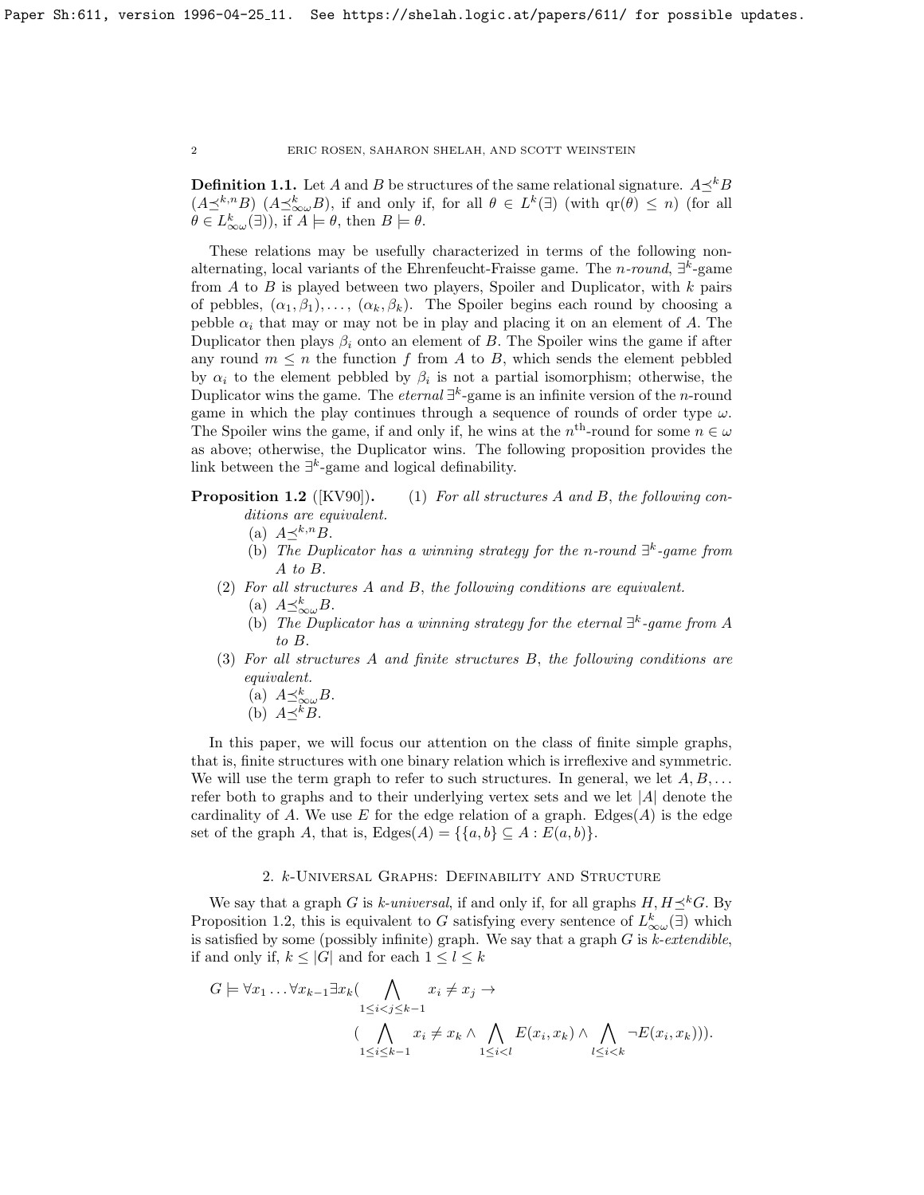**Definition 1.1.** Let $A$ and $B$ be structures of the same relational signature. $A \preceq^k B$ ($A \preceq^{k,n} B$) ($A \preceq^k_{\infty\omega} B$), if and only if, for all $\theta \in L^k(\exists)$ (with $\mathrm{qr}(\theta) \leq n$) (for all $\theta \in L^k_{\infty\omega}(\exists)$), if $A \models \theta$, then $B \models \theta$.

These relations may be usefully characterized in terms of the following non-alternating, local variants of the Ehrenfeucht-Fraisse game. The *$n$-round*, $\exists^k$*-game* from $A$ to $B$ is played between two players, Spoiler and Duplicator, with $k$ pairs of pebbles, $(\alpha_1, \beta_1), \ldots, (\alpha_k, \beta_k)$. The Spoiler begins each round by choosing a pebble $\alpha_i$ that may or may not be in play and placing it on an element of $A$. The Duplicator then plays $\beta_i$ onto an element of $B$. The Spoiler wins the game if after any round $m \leq n$ the function $f$ from $A$ to $B$, which sends the element pebbled by $\alpha_i$ to the element pebbled by $\beta_i$ is not a partial isomorphism; otherwise, the Duplicator wins the game. The *eternal* $\exists^k$-game is an infinite version of the $n$-round game in which the play continues through a sequence of rounds of order type $\omega$. The Spoiler wins the game, if and only if, he wins at the $n^{\text{th}}$-round for some $n \in \omega$ as above; otherwise, the Duplicator wins. The following proposition provides the link between the $\exists^k$-game and logical definability.

**Proposition 1.2** ([KV90]).
1. *For all structures $A$ and $B$, the following conditions are equivalent.*
   (a) $A \preceq^{k,n} B$.
   (b) *The Duplicator has a winning strategy for the $n$-round $\exists^k$-game from $A$ to $B$.*
2. *For all structures $A$ and $B$, the following conditions are equivalent.*
   (a) $A \preceq^k_{\infty\omega} B$.
   (b) *The Duplicator has a winning strategy for the eternal $\exists^k$-game from $A$ to $B$.*
3. *For all structures $A$ and finite structures $B$, the following conditions are equivalent.*
   (a) $A \preceq^k_{\infty\omega} B$.
   (b) $A \preceq^k B$.

In this paper, we will focus our attention on the class of finite simple graphs, that is, finite structures with one binary relation which is irreflexive and symmetric. We will use the term graph to refer to such structures. In general, we let $A, B, \ldots$ refer both to graphs and to their underlying vertex sets and we let $|A|$ denote the cardinality of $A$. We use $E$ for the edge relation of a graph. Edges($A$) is the edge set of the graph $A$, that is, $\mathrm{Edges}(A) = \{\{a, b\} \subseteq A : E(a, b)\}$.

## 2. $k$-Universal Graphs: Definability and Structure

We say that a graph $G$ is *$k$-universal*, if and only if, for all graphs $H$, $H \preceq^k G$. By Proposition 1.2, this is equivalent to $G$ satisfying every sentence of $L^k_{\infty\omega}(\exists)$ which is satisfied by some (possibly infinite) graph. We say that a graph $G$ is *$k$-extendible*, if and only if, $k \leq |G|$ and for each $1 \leq l \leq k$

$$G \models \forall x_1 \ldots \forall x_{k-1} \exists x_k \Big( \bigwedge_{1 \leq i < j \leq k-1} x_i \neq x_j \rightarrow \\ \Big( \bigwedge_{1 \leq i \leq k-1} x_i \neq x_k \wedge \bigwedge_{1 \leq i < l} E(x_i, x_k) \wedge \bigwedge_{l \leq i < k} \neg E(x_i, x_k) \Big) \Big).$$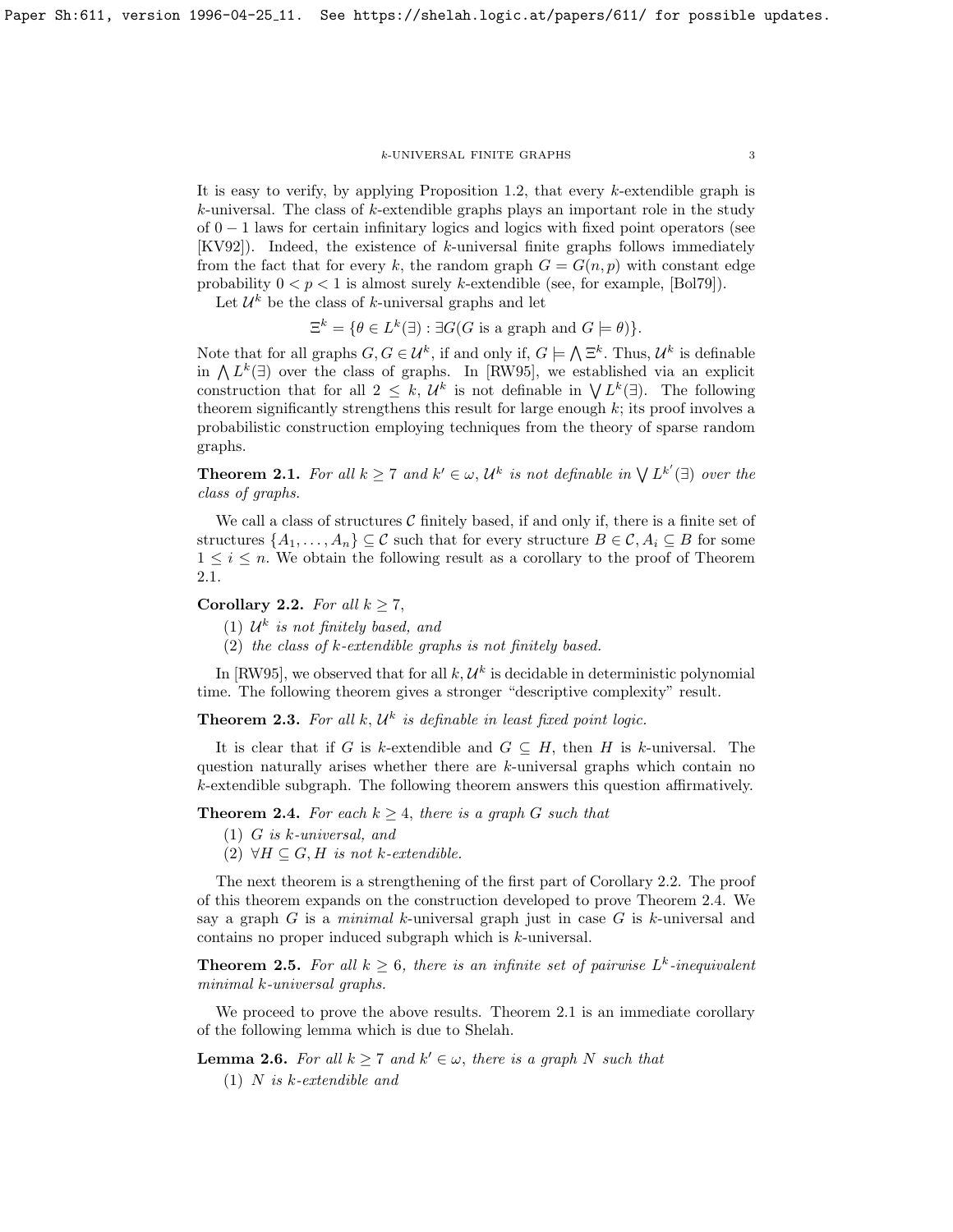It is easy to verify, by applying Proposition 1.2, that every $k$-extendible graph is $k$-universal. The class of $k$-extendible graphs plays an important role in the study of $0-1$ laws for certain infinitary logics and logics with fixed point operators (see [KV92]). Indeed, the existence of $k$-universal finite graphs follows immediately from the fact that for every $k$, the random graph $G = G(n,p)$ with constant edge probability $0 < p < 1$ is almost surely $k$-extendible (see, for example, [Bol79]).

Let $\mathcal{U}^k$ be the class of $k$-universal graphs and let

$$\Xi^k = \{\theta \in L^k(\exists) : \exists G (G \text{ is a graph and } G \models \theta)\}.$$

Note that for all graphs $G, G \in \mathcal{U}^k$, if and only if, $G \models \bigwedge \Xi^k$. Thus, $\mathcal{U}^k$ is definable in $\bigwedge L^k(\exists)$ over the class of graphs. In [RW95], we established via an explicit construction that for all $2 \leq k$, $\mathcal{U}^k$ is not definable in $\bigvee L^k(\exists)$. The following theorem significantly strengthens this result for large enough $k$; its proof involves a probabilistic construction employing techniques from the theory of sparse random graphs.

**Theorem 2.1.** *For all $k \geq 7$ and $k' \in \omega$, $\mathcal{U}^k$ is not definable in $\bigvee L^{k'}(\exists)$ over the class of graphs.*

We call a class of structures $\mathcal{C}$ finitely based, if and only if, there is a finite set of structures $\{A_1, \ldots, A_n\} \subseteq \mathcal{C}$ such that for every structure $B \in \mathcal{C}$, $A_i \subseteq B$ for some $1 \leq i \leq n$. We obtain the following result as a corollary to the proof of Theorem 2.1.

**Corollary 2.2.** *For all $k \geq 7$,*

(1) *$\mathcal{U}^k$ is not finitely based, and*

(2) *the class of $k$-extendible graphs is not finitely based.*

In [RW95], we observed that for all $k$, $\mathcal{U}^k$ is decidable in deterministic polynomial time. The following theorem gives a stronger "descriptive complexity" result.

**Theorem 2.3.** *For all $k$, $\mathcal{U}^k$ is definable in least fixed point logic.*

It is clear that if $G$ is $k$-extendible and $G \subseteq H$, then $H$ is $k$-universal. The question naturally arises whether there are $k$-universal graphs which contain no $k$-extendible subgraph. The following theorem answers this question affirmatively.

**Theorem 2.4.** *For each $k \geq 4$, there is a graph $G$ such that*

(1) *$G$ is $k$-universal, and*

(2) *$\forall H \subseteq G$, $H$ is not $k$-extendible.*

The next theorem is a strengthening of the first part of Corollary 2.2. The proof of this theorem expands on the construction developed to prove Theorem 2.4. We say a graph $G$ is a *minimal* $k$-universal graph just in case $G$ is $k$-universal and contains no proper induced subgraph which is $k$-universal.

**Theorem 2.5.** *For all $k \geq 6$, there is an infinite set of pairwise $L^k$-inequivalent minimal $k$-universal graphs.*

We proceed to prove the above results. Theorem 2.1 is an immediate corollary of the following lemma which is due to Shelah.

**Lemma 2.6.** *For all $k \geq 7$ and $k' \in \omega$, there is a graph $N$ such that*

(1) *$N$ is $k$-extendible and*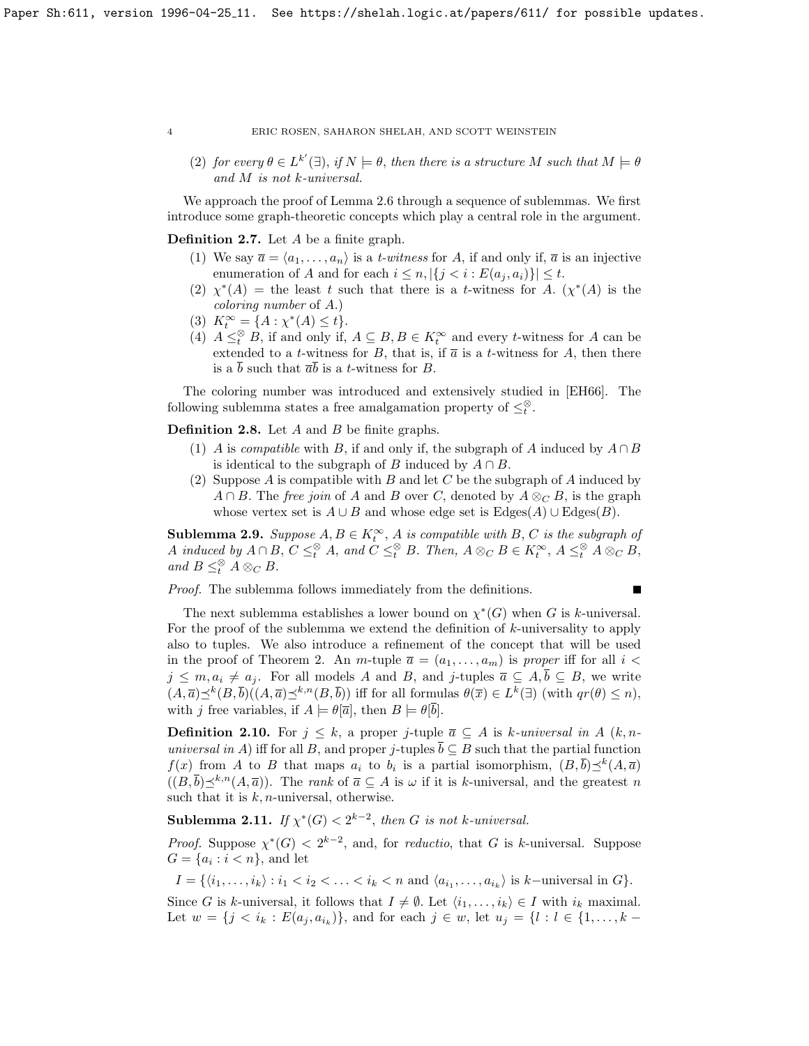(2) *for every $\theta \in L^{k'}(\exists)$, if $N \models \theta$, then there is a structure $M$ such that $M \models \theta$ and $M$ is not $k$-universal.*

We approach the proof of Lemma 2.6 through a sequence of sublemmas. We first introduce some graph-theoretic concepts which play a central role in the argument.

**Definition 2.7.** Let $A$ be a finite graph.

1. We say $\overline{a} = \langle a_1, \ldots, a_n \rangle$ is a *$t$-witness* for $A$, if and only if, $\overline{a}$ is an injective enumeration of $A$ and for each $i \leq n, |\{j < i : E(a_j, a_i)\}| \leq t$.
2. $\chi^*(A)$ = the least $t$ such that there is a $t$-witness for $A$. ($\chi^*(A)$ is the *coloring number* of $A$.)
3. $K_t^\infty = \{A : \chi^*(A) \leq t\}$.
4. $A \leq_t^\otimes B$, if and only if, $A \subseteq B, B \in K_t^\infty$ and every $t$-witness for $A$ can be extended to a $t$-witness for $B$, that is, if $\overline{a}$ is a $t$-witness for $A$, then there is a $\overline{b}$ such that $\overline{a}\overline{b}$ is a $t$-witness for $B$.

The coloring number was introduced and extensively studied in [EH66]. The following sublemma states a free amalgamation property of $\leq_t^\otimes$.

**Definition 2.8.** Let $A$ and $B$ be finite graphs.

1. $A$ is *compatible* with $B$, if and only if, the subgraph of $A$ induced by $A \cap B$ is identical to the subgraph of $B$ induced by $A \cap B$.
2. Suppose $A$ is compatible with $B$ and let $C$ be the subgraph of $A$ induced by $A \cap B$. The *free join* of $A$ and $B$ over $C$, denoted by $A \otimes_C B$, is the graph whose vertex set is $A \cup B$ and whose edge set is $\mathrm{Edges}(A) \cup \mathrm{Edges}(B)$.

**Sublemma 2.9.** *Suppose $A, B \in K_t^\infty$, $A$ is compatible with $B$, $C$ is the subgraph of $A$ induced by $A \cap B$, $C \leq_t^\otimes A$, and $C \leq_t^\otimes B$. Then, $A \otimes_C B \in K_t^\infty$, $A \leq_t^\otimes A \otimes_C B$, and $B \leq_t^\otimes A \otimes_C B$.*

*Proof.* The sublemma follows immediately from the definitions. ∎

The next sublemma establishes a lower bound on $\chi^*(G)$ when $G$ is $k$-universal. For the proof of the sublemma we extend the definition of $k$-universality to apply also to tuples. We also introduce a refinement of the concept that will be used in the proof of Theorem 2. An $m$-tuple $\overline{a} = (a_1, \ldots, a_m)$ is *proper* iff for all $i < j \leq m, a_i \neq a_j$. For all models $A$ and $B$, and $j$-tuples $\overline{a} \subseteq A, \overline{b} \subseteq B$, we write $(A, \overline{a}) \preceq^k (B, \overline{b})$ ($(A, \overline{a}) \preceq^{k,n} (B, \overline{b})$) iff for all formulas $\theta(\overline{x}) \in L^k(\exists)$ (with $qr(\theta) \leq n$), with $j$ free variables, if $A \models \theta[\overline{a}]$, then $B \models \theta[\overline{b}]$.

**Definition 2.10.** For $j \leq k$, a proper $j$-tuple $\overline{a} \subseteq A$ is *$k$-universal in $A$* (*$k, n$-universal in $A$*) iff for all $B$, and proper $j$-tuples $\overline{b} \subseteq B$ such that the partial function $f(x)$ from $A$ to $B$ that maps $a_i$ to $b_i$ is a partial isomorphism, $(B, \overline{b}) \preceq^k (A, \overline{a})$ ($(B, \overline{b}) \preceq^{k,n} (A, \overline{a})$). The *rank* of $\overline{a} \subseteq A$ is $\omega$ if it is $k$-universal, and the greatest $n$ such that it is $k, n$-universal, otherwise.

**Sublemma 2.11.** *If $\chi^*(G) < 2^{k-2}$, then $G$ is not $k$-universal.*

*Proof.* Suppose $\chi^*(G) < 2^{k-2}$, and, for *reductio*, that $G$ is $k$-universal. Suppose $G = \{a_i : i < n\}$, and let

$$I = \{\langle i_1, \ldots, i_k \rangle : i_1 < i_2 < \ldots < i_k < n \text{ and } \langle a_{i_1}, \ldots, a_{i_k} \rangle \text{ is } k\text{-universal in } G\}.$$

Since $G$ is $k$-universal, it follows that $I \neq \emptyset$. Let $\langle i_1, \ldots, i_k \rangle \in I$ with $i_k$ maximal. Let $w = \{j < i_k : E(a_j, a_{i_k})\}$, and for each $j \in w$, let $u_j = \{l : l \in \{1, \ldots, k -$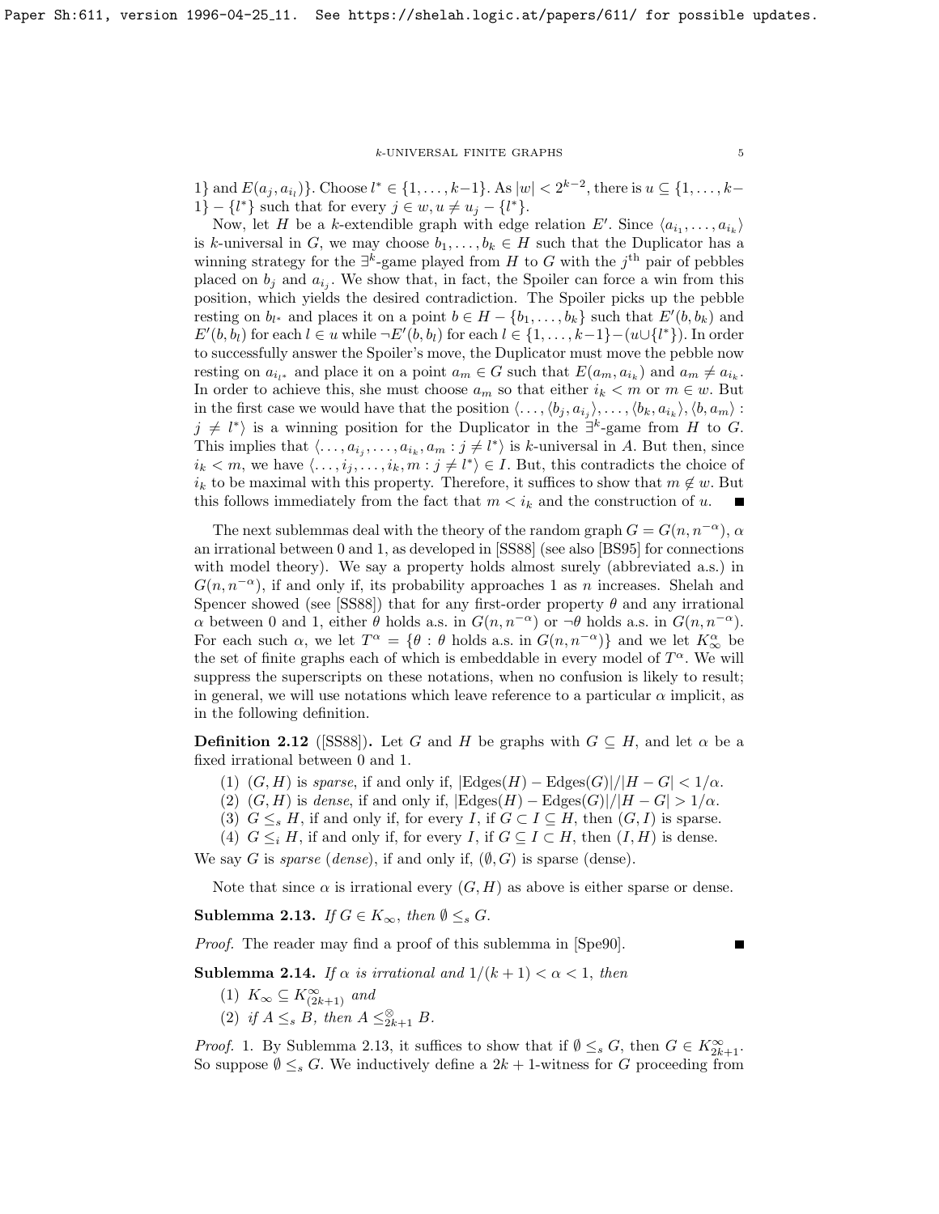$1\}$ and $E(a_j, a_{i_l})\}$. Choose $l^* \in \{1, \ldots, k-1\}$. As $|w| < 2^{k-2}$, there is $u \subseteq \{1, \ldots, k-1\} - \{l^*\}$ such that for every $j \in w, u \neq u_j - \{l^*\}$.

Now, let $H$ be a $k$-extendible graph with edge relation $E'$. Since $\langle a_{i_1}, \ldots, a_{i_k} \rangle$ is $k$-universal in $G$, we may choose $b_1, \ldots, b_k \in H$ such that the Duplicator has a winning strategy for the $\exists^k$-game played from $H$ to $G$ with the $j^{\text{th}}$ pair of pebbles placed on $b_j$ and $a_{i_j}$. We show that, in fact, the Spoiler can force a win from this position, which yields the desired contradiction. The Spoiler picks up the pebble resting on $b_{l^*}$ and places it on a point $b \in H - \{b_1, \ldots, b_k\}$ such that $E'(b, b_k)$ and $E'(b, b_l)$ for each $l \in u$ while $\neg E'(b, b_l)$ for each $l \in \{1, \ldots, k-1\} - (u \cup \{l^*\})$. In order to successfully answer the Spoiler's move, the Duplicator must move the pebble now resting on $a_{i_{l^*}}$ and place it on a point $a_m \in G$ such that $E(a_m, a_{i_k})$ and $a_m \neq a_{i_k}$. In order to achieve this, she must choose $a_m$ so that either $i_k < m$ or $m \in w$. But in the first case we would have that the position $\langle \ldots, \langle b_j, a_{i_j} \rangle, \ldots, \langle b_k, a_{i_k} \rangle, \langle b, a_m \rangle : j \neq l^* \rangle$ is a winning position for the Duplicator in the $\exists^k$-game from $H$ to $G$. This implies that $\langle \ldots, a_{i_j}, \ldots, a_{i_k}, a_m : j \neq l^* \rangle$ is $k$-universal in $A$. But then, since $i_k < m$, we have $\langle \ldots, i_j, \ldots, i_k, m : j \neq l^* \rangle \in I$. But, this contradicts the choice of $i_k$ to be maximal with this property. Therefore, it suffices to show that $m \notin w$. But this follows immediately from the fact that $m < i_k$ and the construction of $u$. ■

The next sublemmas deal with the theory of the random graph $G = G(n, n^{-\alpha})$, $\alpha$ an irrational between 0 and 1, as developed in [SS88] (see also [BS95] for connections with model theory). We say a property holds almost surely (abbreviated a.s.) in $G(n, n^{-\alpha})$, if and only if, its probability approaches 1 as $n$ increases. Shelah and Spencer showed (see [SS88]) that for any first-order property $\theta$ and any irrational $\alpha$ between 0 and 1, either $\theta$ holds a.s. in $G(n, n^{-\alpha})$ or $\neg\theta$ holds a.s. in $G(n, n^{-\alpha})$. For each such $\alpha$, we let $T^\alpha = \{\theta : \theta \text{ holds a.s. in } G(n, n^{-\alpha})\}$ and we let $K_\infty^\alpha$ be the set of finite graphs each of which is embeddable in every model of $T^\alpha$. We will suppress the superscripts on these notations, when no confusion is likely to result; in general, we will use notations which leave reference to a particular $\alpha$ implicit, as in the following definition.

**Definition 2.12** ([SS88])**.** Let $G$ and $H$ be graphs with $G \subseteq H$, and let $\alpha$ be a fixed irrational between 0 and 1.

(1) $(G, H)$ is *sparse*, if and only if, $|\text{Edges}(H) - \text{Edges}(G)|/|H - G| < 1/\alpha$.
(2) $(G, H)$ is *dense*, if and only if, $|\text{Edges}(H) - \text{Edges}(G)|/|H - G| > 1/\alpha$.
(3) $G \leq_s H$, if and only if, for every $I$, if $G \subset I \subseteq H$, then $(G, I)$ is sparse.
(4) $G \leq_i H$, if and only if, for every $I$, if $G \subseteq I \subset H$, then $(I, H)$ is dense.

We say $G$ is *sparse* (*dense*), if and only if, $(\emptyset, G)$ is sparse (dense).

Note that since $\alpha$ is irrational every $(G, H)$ as above is either sparse or dense.

**Sublemma 2.13.** *If $G \in K_\infty$, then $\emptyset \leq_s G$.*

*Proof.* The reader may find a proof of this sublemma in [Spe90]. ■

**Sublemma 2.14.** *If $\alpha$ is irrational and $1/(k+1) < \alpha < 1$, then*

(1) *$K_\infty \subseteq K^\infty_{(2k+1)}$ and*
(2) *if $A \leq_s B$, then $A \leq^\otimes_{2k+1} B$.*

*Proof.* 1. By Sublemma 2.13, it suffices to show that if $\emptyset \leq_s G$, then $G \in K^\infty_{2k+1}$. So suppose $\emptyset \leq_s G$. We inductively define a $2k+1$-witness for $G$ proceeding from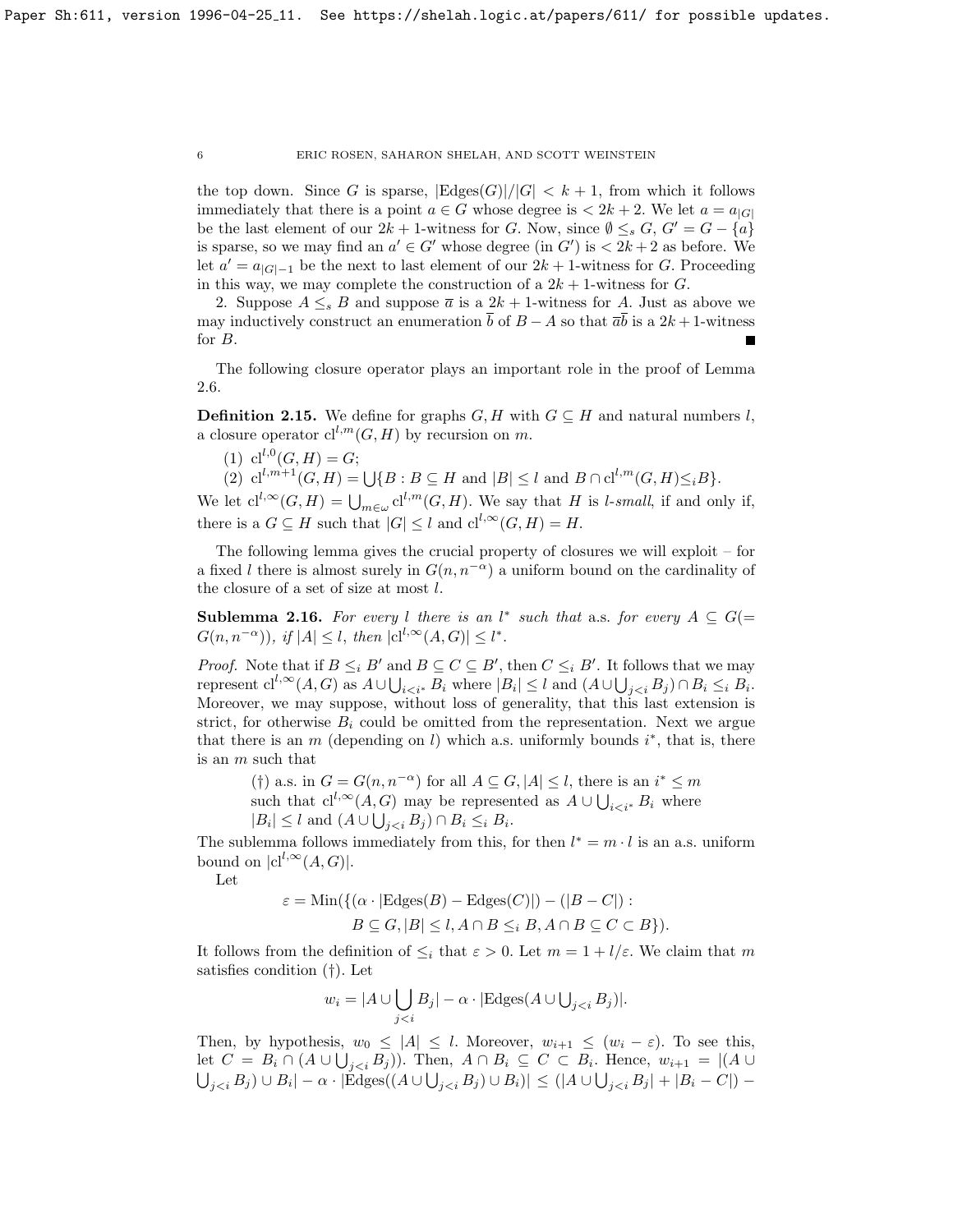the top down. Since $G$ is sparse, $|\text{Edges}(G)|/|G| < k+1$, from which it follows immediately that there is a point $a \in G$ whose degree is $< 2k+2$. We let $a = a_{|G|}$ be the last element of our $2k+1$-witness for $G$. Now, since $\emptyset \leq_s G$, $G' = G - \{a\}$ is sparse, so we may find an $a' \in G'$ whose degree (in $G'$) is $< 2k+2$ as before. We let $a' = a_{|G|-1}$ be the next to last element of our $2k+1$-witness for $G$. Proceeding in this way, we may complete the construction of a $2k+1$-witness for $G$.

2. Suppose $A \leq_s B$ and suppose $\overline{a}$ is a $2k+1$-witness for $A$. Just as above we may inductively construct an enumeration $\overline{b}$ of $B - A$ so that $\overline{a}\overline{b}$ is a $2k+1$-witness for $B$. ∎

The following closure operator plays an important role in the proof of Lemma 2.6.

**Definition 2.15.** We define for graphs $G, H$ with $G \subseteq H$ and natural numbers $l$, a closure operator $\text{cl}^{l,m}(G,H)$ by recursion on $m$.

1. $\text{cl}^{l,0}(G,H) = G$;
2. $\text{cl}^{l,m+1}(G,H) = \bigcup\{B : B \subseteq H \text{ and } |B| \leq l \text{ and } B \cap \text{cl}^{l,m}(G,H) \leq_i B\}$.

We let $\text{cl}^{l,\infty}(G,H) = \bigcup_{m\in\omega} \text{cl}^{l,m}(G,H)$. We say that $H$ is *$l$-small*, if and only if, there is a $G \subseteq H$ such that $|G| \leq l$ and $\text{cl}^{l,\infty}(G,H) = H$.

The following lemma gives the crucial property of closures we will exploit – for a fixed $l$ there is almost surely in $G(n, n^{-\alpha})$ a uniform bound on the cardinality of the closure of a set of size at most $l$.

**Sublemma 2.16.** *For every $l$ there is an $l^*$ such that* a.s. *for every $A \subseteq G(= G(n, n^{-\alpha}))$, if $|A| \leq l$, then $|\text{cl}^{l,\infty}(A,G)| \leq l^*$.*

*Proof.* Note that if $B \leq_i B'$ and $B \subseteq C \subseteq B'$, then $C \leq_i B'$. It follows that we may represent $\text{cl}^{l,\infty}(A,G)$ as $A \cup \bigcup_{i<i^*} B_i$ where $|B_i| \leq l$ and $(A \cup \bigcup_{j<i} B_j) \cap B_i \leq_i B_i$. Moreover, we may suppose, without loss of generality, that this last extension is strict, for otherwise $B_i$ could be omitted from the representation. Next we argue that there is an $m$ (depending on $l$) which a.s. uniformly bounds $i^*$, that is, there is an $m$ such that

> (†) a.s. in $G = G(n, n^{-\alpha})$ for all $A \subseteq G, |A| \leq l$, there is an $i^* \leq m$ such that $\text{cl}^{l,\infty}(A,G)$ may be represented as $A \cup \bigcup_{i<i^*} B_i$ where $|B_i| \leq l$ and $(A \cup \bigcup_{j<i} B_j) \cap B_i \leq_i B_i$.

The sublemma follows immediately from this, for then $l^* = m \cdot l$ is an a.s. uniform bound on $|\text{cl}^{l,\infty}(A,G)|$.

Let

$$\varepsilon = \text{Min}(\{(\alpha \cdot |\text{Edges}(B) - \text{Edges}(C)|) - (|B - C|) : B \subseteq G, |B| \leq l, A \cap B \leq_i B, A \cap B \subseteq C \subset B\}).$$

It follows from the definition of $\leq_i$ that $\varepsilon > 0$. Let $m = 1 + l/\varepsilon$. We claim that $m$ satisfies condition (†). Let

$$w_i = |A \cup \bigcup_{j<i} B_j| - \alpha \cdot |\text{Edges}(A \cup \textstyle\bigcup_{j<i} B_j)|.$$

Then, by hypothesis, $w_0 \leq |A| \leq l$. Moreover, $w_{i+1} \leq (w_i - \varepsilon)$. To see this, let $C = B_i \cap (A \cup \bigcup_{j<i} B_j))$. Then, $A \cap B_i \subseteq C \subset B_i$. Hence, $w_{i+1} = |(A \cup \bigcup_{j<i} B_j) \cup B_i| - \alpha \cdot |\text{Edges}((A \cup \bigcup_{j<i} B_j) \cup B_i)| \leq (|A \cup \bigcup_{j<i} B_j| + |B_i - C|) -$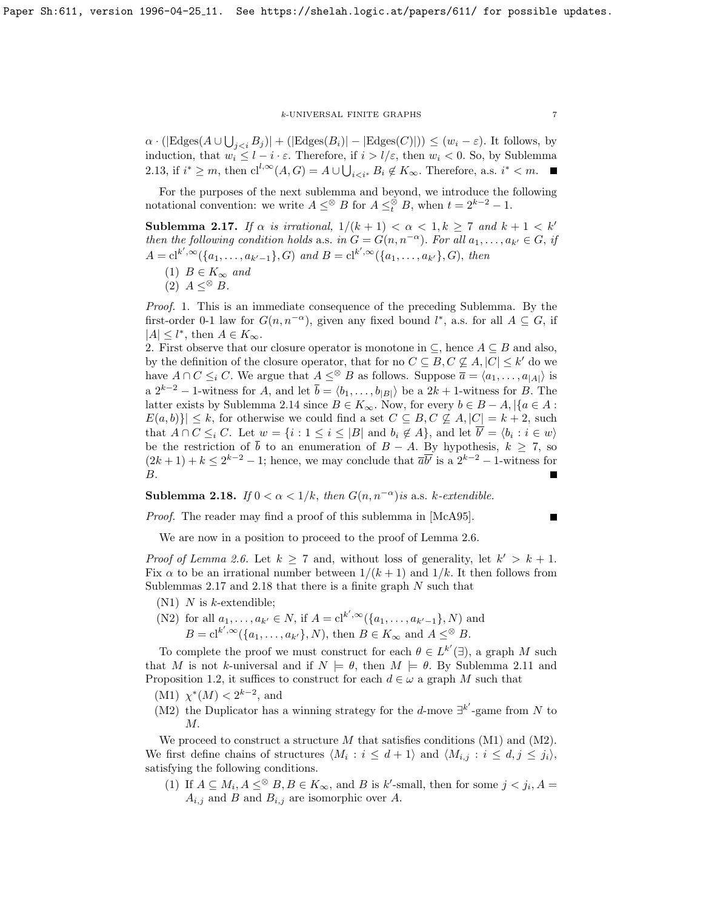$\alpha \cdot (|\mathrm{Edges}(A \cup \bigcup_{j<i} B_j)| + (|\mathrm{Edges}(B_i)| - |\mathrm{Edges}(C)|)) \leq (w_i - \varepsilon)$. It follows, by induction, that $w_i \leq l - i \cdot \varepsilon$. Therefore, if $i > l/\varepsilon$, then $w_i < 0$. So, by Sublemma 2.13, if $i^* \geq m$, then $\mathrm{cl}^{l,\infty}(A, G) = A \cup \bigcup_{i<i^*} B_i \notin K_\infty$. Therefore, a.s. $i^* < m$. ∎

For the purposes of the next sublemma and beyond, we introduce the following notational convention: we write $A \leq^\otimes B$ for $A \leq^\otimes_t B$, when $t = 2^{k-2} - 1$.

**Sublemma 2.17.** *If $\alpha$ is irrational, $1/(k+1) < \alpha < 1, k \geq 7$ and $k+1 < k'$ then the following condition holds* a.s. *in $G = G(n, n^{-\alpha})$. For all $a_1, \ldots, a_{k'} \in G$, if $A = \mathrm{cl}^{k',\infty}(\{a_1, \ldots, a_{k'-1}\}, G)$ and $B = \mathrm{cl}^{k',\infty}(\{a_1, \ldots, a_{k'}\}, G)$, then*

(1) *$B \in K_\infty$ and*
(2) *$A \leq^\otimes B$.*

*Proof.* 1. This is an immediate consequence of the preceding Sublemma. By the first-order 0-1 law for $G(n, n^{-\alpha})$, given any fixed bound $l^*$, a.s. for all $A \subseteq G$, if $|A| \leq l^*$, then $A \in K_\infty$.
2. First observe that our closure operator is monotone in $\subseteq$, hence $A \subseteq B$ and also, by the definition of the closure operator, that for no $C \subseteq B, C \not\subseteq A, |C| \leq k'$ do we have $A \cap C \leq_i C$. We argue that $A \leq^\otimes B$ as follows. Suppose $\bar{a} = \langle a_1, \ldots, a_{|A|} \rangle$ is a $2^{k-2} - 1$-witness for $A$, and let $\bar{b} = \langle b_1, \ldots, b_{|B|} \rangle$ be a $2k+1$-witness for $B$. The latter exists by Sublemma 2.14 since $B \in K_\infty$. Now, for every $b \in B - A, |\{a \in A : E(a, b)\}| \leq k$, for otherwise we could find a set $C \subseteq B, C \not\subseteq A, |C| = k+2$, such that $A \cap C \leq_i C$. Let $w = \{i : 1 \leq i \leq |B| \text{ and } b_i \notin A\}$, and let $\overline{b'} = \langle b_i : i \in w \rangle$ be the restriction of $\bar{b}$ to an enumeration of $B - A$. By hypothesis, $k \geq 7$, so $(2k+1) + k \leq 2^{k-2} - 1$; hence, we may conclude that $\bar{a}\overline{b'}$ is a $2^{k-2} - 1$-witness for $B$. ∎

**Sublemma 2.18.** *If $0 < \alpha < 1/k$, then $G(n, n^{-\alpha})$is* a.s. *$k$-extendible.*

*Proof.* The reader may find a proof of this sublemma in [McA95]. ∎

We are now in a position to proceed to the proof of Lemma 2.6.

*Proof of Lemma 2.6.* Let $k \geq 7$ and, without loss of generality, let $k' > k+1$. Fix $\alpha$ to be an irrational number between $1/(k+1)$ and $1/k$. It then follows from Sublemmas 2.17 and 2.18 that there is a finite graph $N$ such that

(N1) $N$ is $k$-extendible;
(N2) for all $a_1, \ldots, a_{k'} \in N$, if $A = \mathrm{cl}^{k',\infty}(\{a_1, \ldots, a_{k'-1}\}, N)$ and $B = \mathrm{cl}^{k',\infty}(\{a_1, \ldots, a_{k'}\}, N)$, then $B \in K_\infty$ and $A \leq^\otimes B$.

To complete the proof we must construct for each $\theta \in L^{k'}(\exists)$, a graph $M$ such that $M$ is not $k$-universal and if $N \models \theta$, then $M \models \theta$. By Sublemma 2.11 and Proposition 1.2, it suffices to construct for each $d \in \omega$ a graph $M$ such that

(M1) $\chi^*(M) < 2^{k-2}$, and
(M2) the Duplicator has a winning strategy for the $d$-move $\exists^{k'}$-game from $N$ to $M$.

We proceed to construct a structure $M$ that satisfies conditions (M1) and (M2). We first define chains of structures $\langle M_i : i \leq d+1 \rangle$ and $\langle M_{i,j} : i \leq d, j \leq j_i \rangle$, satisfying the following conditions.

(1) If $A \subseteq M_i, A \leq^\otimes B, B \in K_\infty$, and $B$ is $k'$-small, then for some $j < j_i, A = A_{i,j}$ and $B$ and $B_{i,j}$ are isomorphic over $A$.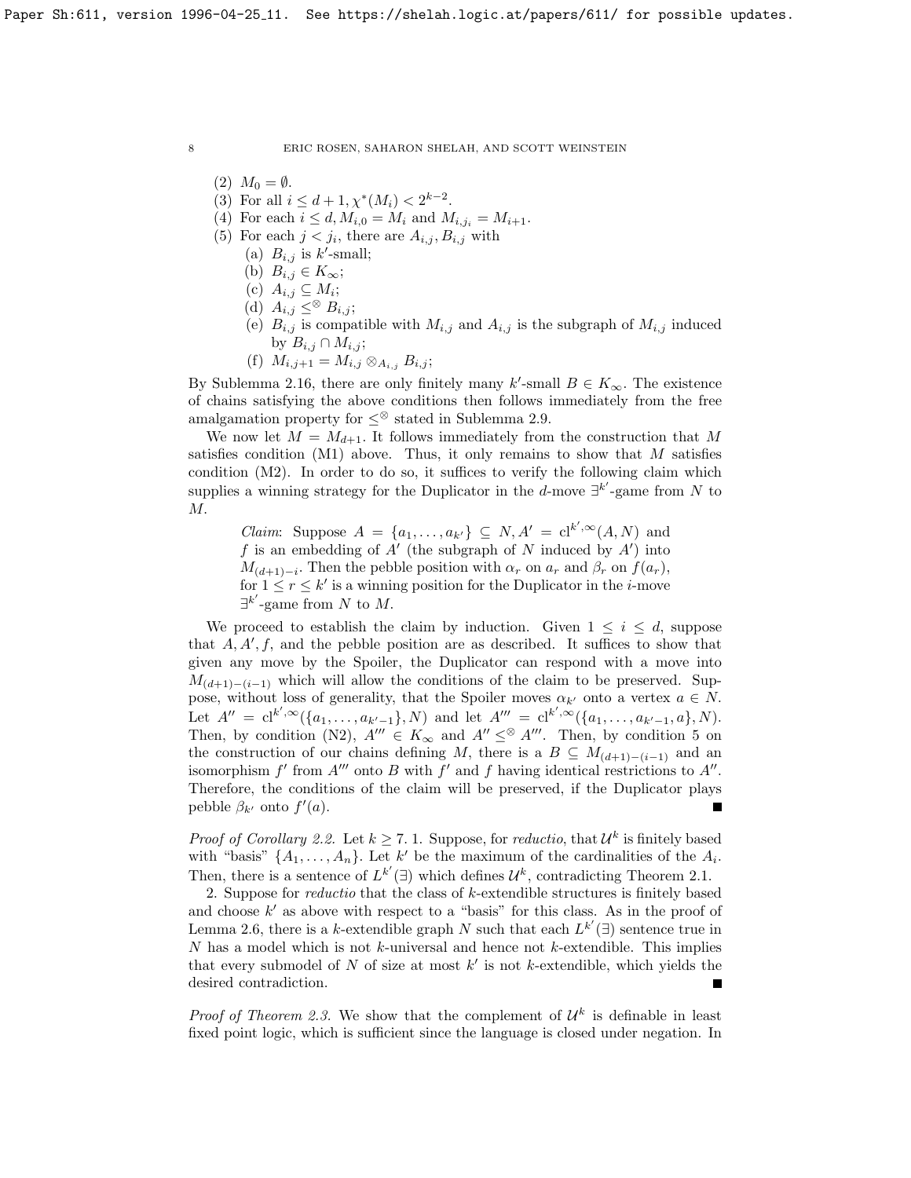(2) $M_0 = \emptyset$.
(3) For all $i \le d+1, \chi^*(M_i) < 2^{k-2}$.
(4) For each $i \le d, M_{i,0} = M_i$ and $M_{i,j_i} = M_{i+1}$.
(5) For each $j < j_i$, there are $A_{i,j}, B_{i,j}$ with
   (a) $B_{i,j}$ is $k'$-small;
   (b) $B_{i,j} \in K_\infty$;
   (c) $A_{i,j} \subseteq M_i$;
   (d) $A_{i,j} \le^{\otimes} B_{i,j}$;
   (e) $B_{i,j}$ is compatible with $M_{i,j}$ and $A_{i,j}$ is the subgraph of $M_{i,j}$ induced by $B_{i,j} \cap M_{i,j}$;
   (f) $M_{i,j+1} = M_{i,j} \otimes_{A_{i,j}} B_{i,j}$;

By Sublemma 2.16, there are only finitely many $k'$-small $B \in K_\infty$. The existence of chains satisfying the above conditions then follows immediately from the free amalgamation property for $\le^{\otimes}$ stated in Sublemma 2.9.

We now let $M = M_{d+1}$. It follows immediately from the construction that $M$ satisfies condition (M1) above. Thus, it only remains to show that $M$ satisfies condition (M2). In order to do so, it suffices to verify the following claim which supplies a winning strategy for the Duplicator in the $d$-move $\exists^{k'}$-game from $N$ to $M$.

> *Claim*: Suppose $A = \{a_1, \ldots, a_{k'}\} \subseteq N, A' = \mathrm{cl}^{k',\infty}(A, N)$ and $f$ is an embedding of $A'$ (the subgraph of $N$ induced by $A'$) into $M_{(d+1)-i}$. Then the pebble position with $\alpha_r$ on $a_r$ and $\beta_r$ on $f(a_r)$, for $1 \le r \le k'$ is a winning position for the Duplicator in the $i$-move $\exists^{k'}$-game from $N$ to $M$.

We proceed to establish the claim by induction. Given $1 \le i \le d$, suppose that $A, A', f$, and the pebble position are as described. It suffices to show that given any move by the Spoiler, the Duplicator can respond with a move into $M_{(d+1)-(i-1)}$ which will allow the conditions of the claim to be preserved. Suppose, without loss of generality, that the Spoiler moves $\alpha_{k'}$ onto a vertex $a \in N$. Let $A'' = \mathrm{cl}^{k',\infty}(\{a_1, \ldots, a_{k'-1}\}, N)$ and let $A''' = \mathrm{cl}^{k',\infty}(\{a_1, \ldots, a_{k'-1}, a\}, N)$. Then, by condition (N2), $A''' \in K_\infty$ and $A'' \le^{\otimes} A'''$. Then, by condition 5 on the construction of our chains defining $M$, there is a $B \subseteq M_{(d+1)-(i-1)}$ and an isomorphism $f'$ from $A'''$ onto $B$ with $f'$ and $f$ having identical restrictions to $A''$. Therefore, the conditions of the claim will be preserved, if the Duplicator plays pebble $\beta_{k'}$ onto $f'(a)$. ■

*Proof of Corollary 2.2.* Let $k \ge 7$. 1. Suppose, for *reductio*, that $\mathcal{U}^k$ is finitely based with "basis" $\{A_1, \ldots, A_n\}$. Let $k'$ be the maximum of the cardinalities of the $A_i$. Then, there is a sentence of $L^{k'}(\exists)$ which defines $\mathcal{U}^k$, contradicting Theorem 2.1.

2. Suppose for *reductio* that the class of $k$-extendible structures is finitely based and choose $k'$ as above with respect to a "basis" for this class. As in the proof of Lemma 2.6, there is a $k$-extendible graph $N$ such that each $L^{k'}(\exists)$ sentence true in $N$ has a model which is not $k$-universal and hence not $k$-extendible. This implies that every submodel of $N$ of size at most $k'$ is not $k$-extendible, which yields the desired contradiction. ■

*Proof of Theorem 2.3.* We show that the complement of $\mathcal{U}^k$ is definable in least fixed point logic, which is sufficient since the language is closed under negation. In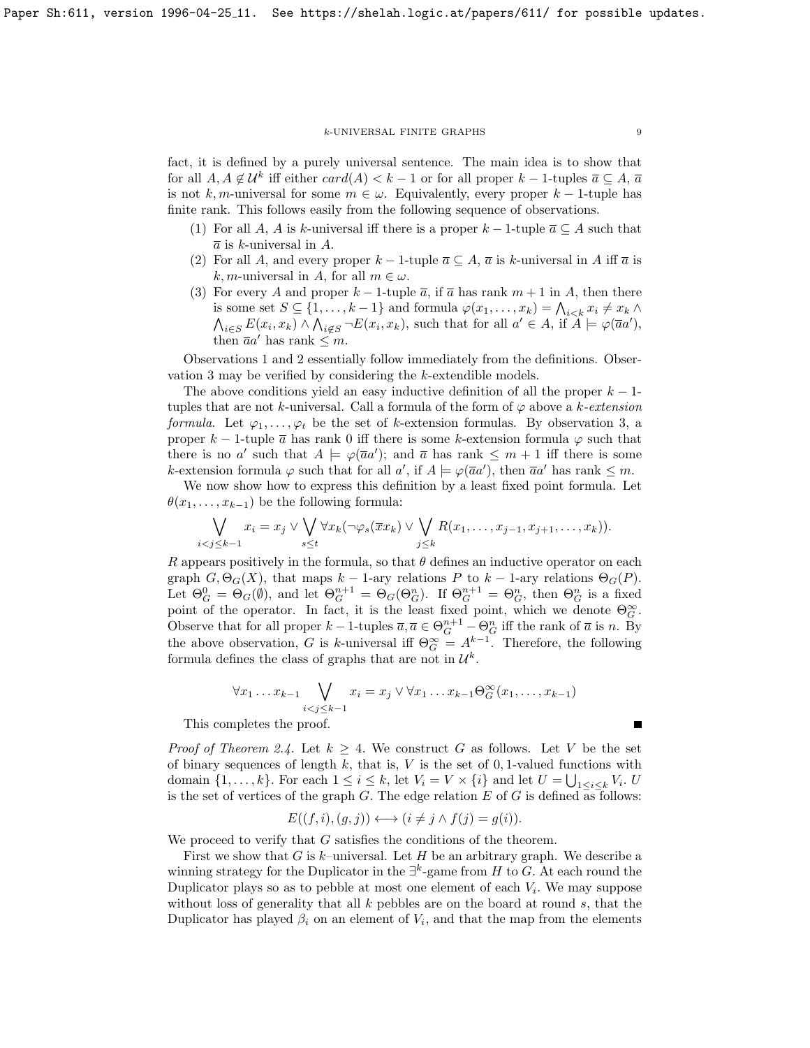fact, it is defined by a purely universal sentence. The main idea is to show that for all $A, A \notin \mathcal{U}^k$ iff either $card(A) < k-1$ or for all proper $k-1$-tuples $\overline{a} \subseteq A$, $\overline{a}$ is not $k, m$-universal for some $m \in \omega$. Equivalently, every proper $k-1$-tuple has finite rank. This follows easily from the following sequence of observations.

1. For all $A$, $A$ is $k$-universal iff there is a proper $k-1$-tuple $\overline{a} \subseteq A$ such that $\overline{a}$ is $k$-universal in $A$.
2. For all $A$, and every proper $k-1$-tuple $\overline{a} \subseteq A$, $\overline{a}$ is $k$-universal in $A$ iff $\overline{a}$ is $k, m$-universal in $A$, for all $m \in \omega$.
3. For every $A$ and proper $k-1$-tuple $\overline{a}$, if $\overline{a}$ has rank $m+1$ in $A$, then there is some set $S \subseteq \{1, \ldots, k-1\}$ and formula $\varphi(x_1, \ldots, x_k) = \bigwedge_{i<k} x_i \neq x_k \wedge \bigwedge_{i \in S} E(x_i, x_k) \wedge \bigwedge_{i \notin S} \neg E(x_i, x_k)$, such that for all $a' \in A$, if $A \models \varphi(\overline{a}a')$, then $\overline{a}a'$ has rank $\leq m$.

Observations 1 and 2 essentially follow immediately from the definitions. Observation 3 may be verified by considering the $k$-extendible models.

The above conditions yield an easy inductive definition of all the proper $k-1$-tuples that are not $k$-universal. Call a formula of the form of $\varphi$ above a *$k$-extension formula*. Let $\varphi_1, \ldots, \varphi_t$ be the set of $k$-extension formulas. By observation 3, a proper $k-1$-tuple $\overline{a}$ has rank 0 iff there is some $k$-extension formula $\varphi$ such that there is no $a'$ such that $A \models \varphi(\overline{a}a')$; and $\overline{a}$ has rank $\leq m+1$ iff there is some $k$-extension formula $\varphi$ such that for all $a'$, if $A \models \varphi(\overline{a}a')$, then $\overline{a}a'$ has rank $\leq m$.

We now show how to express this definition by a least fixed point formula. Let $\theta(x_1, \ldots, x_{k-1})$ be the following formula:

$$\bigvee_{i<j\leq k-1} x_i = x_j \vee \bigvee_{s\leq t} \forall x_k(\neg\varphi_s(\overline{x}x_k) \vee \bigvee_{j\leq k} R(x_1, \ldots, x_{j-1}, x_{j+1}, \ldots, x_k)).$$

$R$ appears positively in the formula, so that $\theta$ defines an inductive operator on each graph $G, \Theta_G(X)$, that maps $k-1$-ary relations $P$ to $k-1$-ary relations $\Theta_G(P)$. Let $\Theta_G^0 = \Theta_G(\emptyset)$, and let $\Theta_G^{n+1} = \Theta_G(\Theta_G^n)$. If $\Theta_G^{n+1} = \Theta_G^n$, then $\Theta_G^n$ is a fixed point of the operator. In fact, it is the least fixed point, which we denote $\Theta_G^\infty$. Observe that for all proper $k-1$-tuples $\overline{a}, \overline{a} \in \Theta_G^{n+1} - \Theta_G^n$ iff the rank of $\overline{a}$ is $n$. By the above observation, $G$ is $k$-universal iff $\Theta_G^\infty = A^{k-1}$. Therefore, the following formula defines the class of graphs that are not in $\mathcal{U}^k$.

$$\forall x_1 \ldots x_{k-1} \bigvee_{i<j\leq k-1} x_i = x_j \vee \forall x_1 \ldots x_{k-1} \Theta_G^\infty(x_1, \ldots, x_{k-1})$$

This completes the proof. ∎

*Proof of Theorem 2.4.* Let $k \geq 4$. We construct $G$ as follows. Let $V$ be the set of binary sequences of length $k$, that is, $V$ is the set of $0,1$-valued functions with domain $\{1, \ldots, k\}$. For each $1 \leq i \leq k$, let $V_i = V \times \{i\}$ and let $U = \bigcup_{1\leq i\leq k} V_i$. $U$ is the set of vertices of the graph $G$. The edge relation $E$ of $G$ is defined as follows:

$$E((f,i),(g,j)) \longleftrightarrow (i \neq j \wedge f(j) = g(i)).$$

We proceed to verify that $G$ satisfies the conditions of the theorem.

First we show that $G$ is $k$–universal. Let $H$ be an arbitrary graph. We describe a winning strategy for the Duplicator in the $\exists^k$-game from $H$ to $G$. At each round the Duplicator plays so as to pebble at most one element of each $V_i$. We may suppose without loss of generality that all $k$ pebbles are on the board at round $s$, that the Duplicator has played $\beta_i$ on an element of $V_i$, and that the map from the elements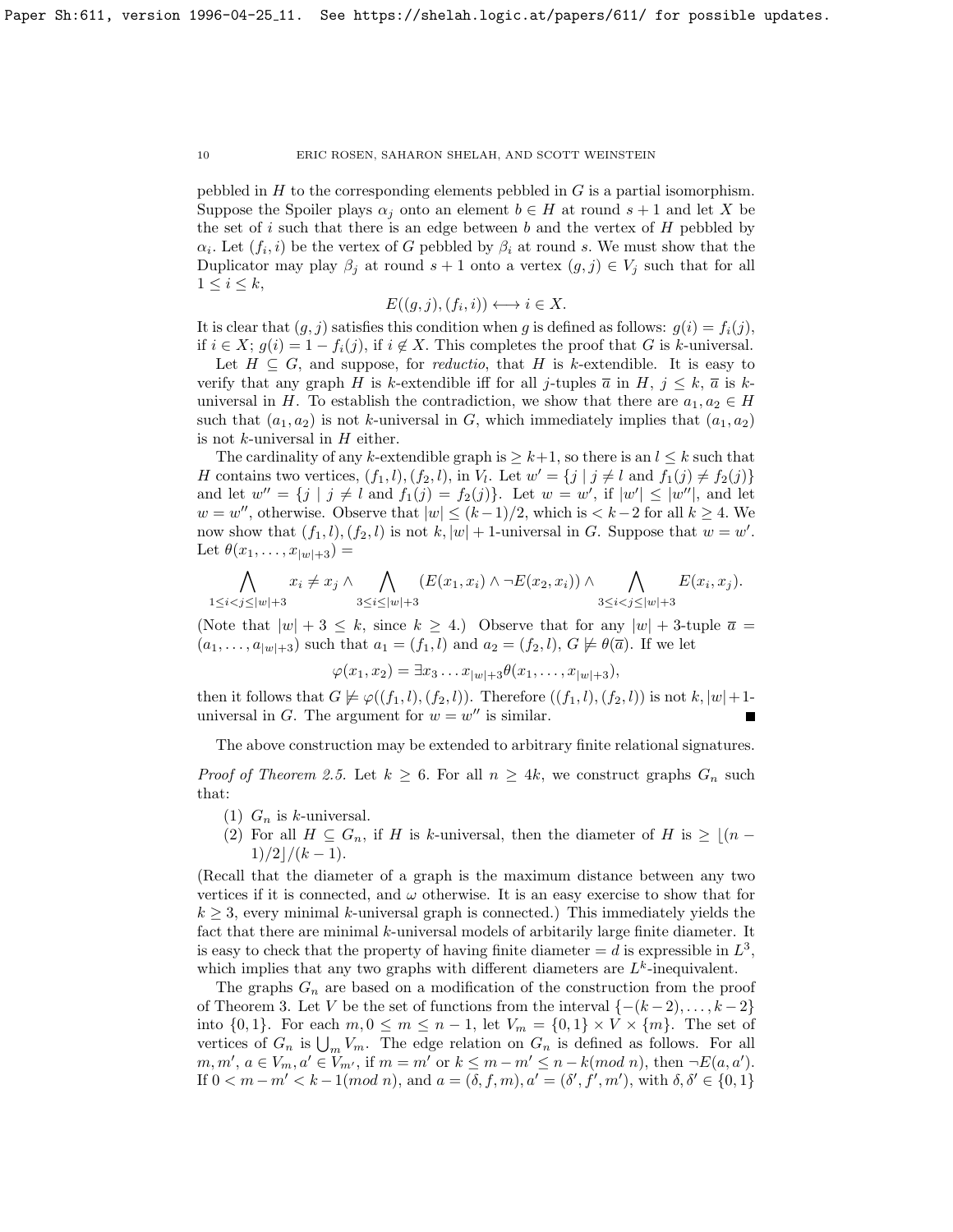pebbled in $H$ to the corresponding elements pebbled in $G$ is a partial isomorphism. Suppose the Spoiler plays $\alpha_j$ onto an element $b \in H$ at round $s+1$ and let $X$ be the set of $i$ such that there is an edge between $b$ and the vertex of $H$ pebbled by $\alpha_i$. Let $(f_i, i)$ be the vertex of $G$ pebbled by $\beta_i$ at round $s$. We must show that the Duplicator may play $\beta_j$ at round $s+1$ onto a vertex $(g, j) \in V_j$ such that for all $1 \leq i \leq k$,

$$E((g, j), (f_i, i)) \longleftrightarrow i \in X.$$

It is clear that $(g, j)$ satisfies this condition when $g$ is defined as follows: $g(i) = f_i(j)$, if $i \in X$; $g(i) = 1 - f_i(j)$, if $i \notin X$. This completes the proof that $G$ is $k$-universal.

Let $H \subseteq G$, and suppose, for *reductio*, that $H$ is $k$-extendible. It is easy to verify that any graph $H$ is $k$-extendible iff for all $j$-tuples $\overline{a}$ in $H$, $j \leq k$, $\overline{a}$ is $k$-universal in $H$. To establish the contradiction, we show that there are $a_1, a_2 \in H$ such that $(a_1, a_2)$ is not $k$-universal in $G$, which immediately implies that $(a_1, a_2)$ is not $k$-universal in $H$ either.

The cardinality of any $k$-extendible graph is $\geq k+1$, so there is an $l \leq k$ such that $H$ contains two vertices, $(f_1, l), (f_2, l)$, in $V_l$. Let $w' = \{j \mid j \neq l \text{ and } f_1(j) \neq f_2(j)\}$ and let $w'' = \{j \mid j \neq l \text{ and } f_1(j) = f_2(j)\}$. Let $w = w'$, if $|w'| \leq |w''|$, and let $w = w''$, otherwise. Observe that $|w| \leq (k-1)/2$, which is $< k-2$ for all $k \geq 4$. We now show that $(f_1, l), (f_2, l)$ is not $k, |w|+1$-universal in $G$. Suppose that $w = w'$. Let $\theta(x_1, \ldots, x_{|w|+3}) =$

$$\bigwedge_{1 \leq i < j \leq |w|+3} x_i \neq x_j \wedge \bigwedge_{3 \leq i \leq |w|+3} (E(x_1, x_i) \wedge \neg E(x_2, x_i)) \wedge \bigwedge_{3 \leq i < j \leq |w|+3} E(x_i, x_j).$$

(Note that $|w|+3 \leq k$, since $k \geq 4$.) Observe that for any $|w|+3$-tuple $\overline{a} = (a_1, \ldots, a_{|w|+3})$ such that $a_1 = (f_1, l)$ and $a_2 = (f_2, l)$, $G \not\models \theta(\overline{a})$. If we let

$$\varphi(x_1, x_2) = \exists x_3 \ldots x_{|w|+3} \theta(x_1, \ldots, x_{|w|+3}),$$

then it follows that $G \not\models \varphi((f_1, l), (f_2, l))$. Therefore $((f_1, l), (f_2, l))$ is not $k, |w|+1$-universal in $G$. The argument for $w = w''$ is similar. ∎

The above construction may be extended to arbitrary finite relational signatures.

*Proof of Theorem 2.5.* Let $k \geq 6$. For all $n \geq 4k$, we construct graphs $G_n$ such that:

1. $G_n$ is $k$-universal.
2. For all $H \subseteq G_n$, if $H$ is $k$-universal, then the diameter of $H$ is $\geq \lfloor (n-1)/2 \rfloor / (k-1)$.

(Recall that the diameter of a graph is the maximum distance between any two vertices if it is connected, and $\omega$ otherwise. It is an easy exercise to show that for $k \geq 3$, every minimal $k$-universal graph is connected.) This immediately yields the fact that there are minimal $k$-universal models of arbitarily large finite diameter. It is easy to check that the property of having finite diameter $= d$ is expressible in $L^3$, which implies that any two graphs with different diameters are $L^k$-inequivalent.

The graphs $G_n$ are based on a modification of the construction from the proof of Theorem 3. Let $V$ be the set of functions from the interval $\{-(k-2), \ldots, k-2\}$ into $\{0, 1\}$. For each $m, 0 \leq m \leq n-1$, let $V_m = \{0, 1\} \times V \times \{m\}$. The set of vertices of $G_n$ is $\bigcup_m V_m$. The edge relation on $G_n$ is defined as follows. For all $m, m'$, $a \in V_m, a' \in V_{m'}$, if $m = m'$ or $k \leq m - m' \leq n - k (mod\ n)$, then $\neg E(a, a')$. If $0 < m - m' < k - 1 (mod\ n)$, and $a = (\delta, f, m), a' = (\delta', f', m')$, with $\delta, \delta' \in \{0, 1\}$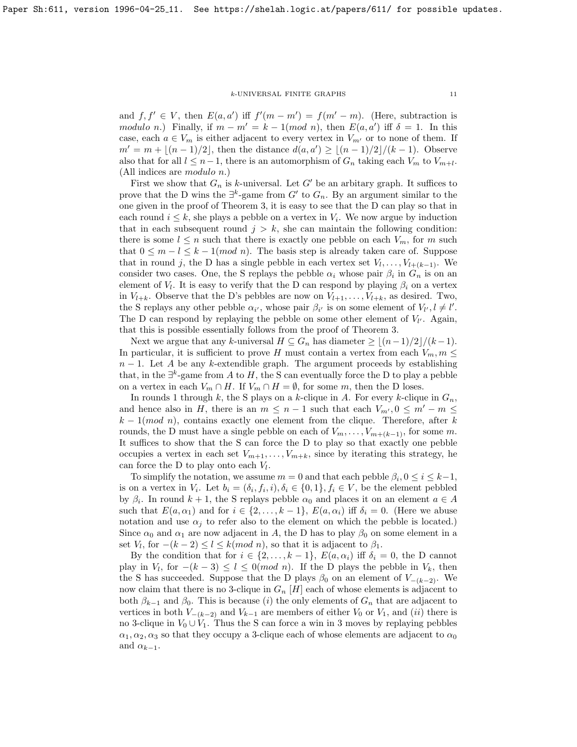and $f, f' \in V$, then $E(a, a')$ iff $f'(m - m') = f(m' - m)$. (Here, subtraction is *modulo* $n$.) Finally, if $m - m' = k - 1(mod\ n)$, then $E(a, a')$ iff $\delta = 1$. In this case, each $a \in V_m$ is either adjacent to every vertex in $V_{m'}$ or to none of them. If $m' = m + \lfloor (n-1)/2 \rfloor$, then the distance $d(a, a') \geq \lfloor (n-1)/2 \rfloor / (k-1)$. Observe also that for all $l \leq n-1$, there is an automorphism of $G_n$ taking each $V_m$ to $V_{m+l}$. (All indices are *modulo* $n$.)

First we show that $G_n$ is $k$-universal. Let $G'$ be an arbitary graph. It suffices to prove that the D wins the $\exists^k$-game from $G'$ to $G_n$. By an argument similar to the one given in the proof of Theorem 3, it is easy to see that the D can play so that in each round $i \leq k$, she plays a pebble on a vertex in $V_i$. We now argue by induction that in each subsequent round $j > k$, she can maintain the following condition: there is some $l \leq n$ such that there is exactly one pebble on each $V_m$, for $m$ such that $0 \leq m - l \leq k - 1(mod\ n)$. The basis step is already taken care of. Suppose that in round $j$, the D has a single pebble in each vertex set $V_l, \ldots, V_{l+(k-1)}$. We consider two cases. One, the S replays the pebble $\alpha_i$ whose pair $\beta_i$ in $G_n$ is on an element of $V_l$. It is easy to verify that the D can respond by playing $\beta_i$ on a vertex in $V_{l+k}$. Observe that the D's pebbles are now on $V_{l+1}, \ldots, V_{l+k}$, as desired. Two, the S replays any other pebble $\alpha_{i'}$, whose pair $\beta_{i'}$ is on some element of $V_{l'}, l \neq l'$. The D can respond by replaying the pebble on some other element of $V_{l'}$. Again, that this is possible essentially follows from the proof of Theorem 3.

Next we argue that any $k$-universal $H \subseteq G_n$ has diameter $\geq \lfloor (n-1)/2 \rfloor / (k-1)$. In particular, it is sufficient to prove $H$ must contain a vertex from each $V_m, m \leq n-1$. Let $A$ be any $k$-extendible graph. The argument proceeds by establishing that, in the $\exists^k$-game from $A$ to $H$, the S can eventually force the D to play a pebble on a vertex in each $V_m \cap H$. If $V_m \cap H = \emptyset$, for some $m$, then the D loses.

In rounds 1 through $k$, the S plays on a $k$-clique in $A$. For every $k$-clique in $G_n$, and hence also in $H$, there is an $m \leq n-1$ such that each $V_{m'}, 0 \leq m' - m \leq k - 1(mod\ n)$, contains exactly one element from the clique. Therefore, after $k$ rounds, the D must have a single pebble on each of $V_m, \ldots, V_{m+(k-1)}$, for some $m$. It suffices to show that the S can force the D to play so that exactly one pebble occupies a vertex in each set $V_{m+1}, \ldots, V_{m+k}$, since by iterating this strategy, he can force the D to play onto each $V_l$.

To simplify the notation, we assume $m = 0$ and that each pebble $\beta_i, 0 \leq i \leq k-1$, is on a vertex in $V_i$. Let $b_i = (\delta_i, f_i, i), \delta_i \in \{0, 1\}, f_i \in V$, be the element pebbled by $\beta_i$. In round $k+1$, the S replays pebble $\alpha_0$ and places it on an element $a \in A$ such that $E(a, \alpha_1)$ and for $i \in \{2, \ldots, k-1\}$, $E(a, \alpha_i)$ iff $\delta_i = 0$. (Here we abuse notation and use $\alpha_j$ to refer also to the element on which the pebble is located.) Since $\alpha_0$ and $\alpha_1$ are now adjacent in $A$, the D has to play $\beta_0$ on some element in a set $V_l$, for $-(k-2) \leq l \leq k(mod\ n)$, so that it is adjacent to $\beta_1$.

By the condition that for $i \in \{2, \ldots, k-1\}$, $E(a, \alpha_i)$ iff $\delta_i = 0$, the D cannot play in $V_l$, for $-(k-3) \leq l \leq 0(mod\ n)$. If the D plays the pebble in $V_k$, then the S has succeeded. Suppose that the D plays $\beta_0$ on an element of $V_{-(k-2)}$. We now claim that there is no 3-clique in $G_n$ $[H]$ each of whose elements is adjacent to both $\beta_{k-1}$ and $\beta_0$. This is because $(i)$ the only elements of $G_n$ that are adjacent to vertices in both $V_{-(k-2)}$ and $V_{k-1}$ are members of either $V_0$ or $V_1$, and $(ii)$ there is no 3-clique in $V_0 \cup V_1$. Thus the S can force a win in 3 moves by replaying pebbles $\alpha_1, \alpha_2, \alpha_3$ so that they occupy a 3-clique each of whose elements are adjacent to $\alpha_0$ and $\alpha_{k-1}$.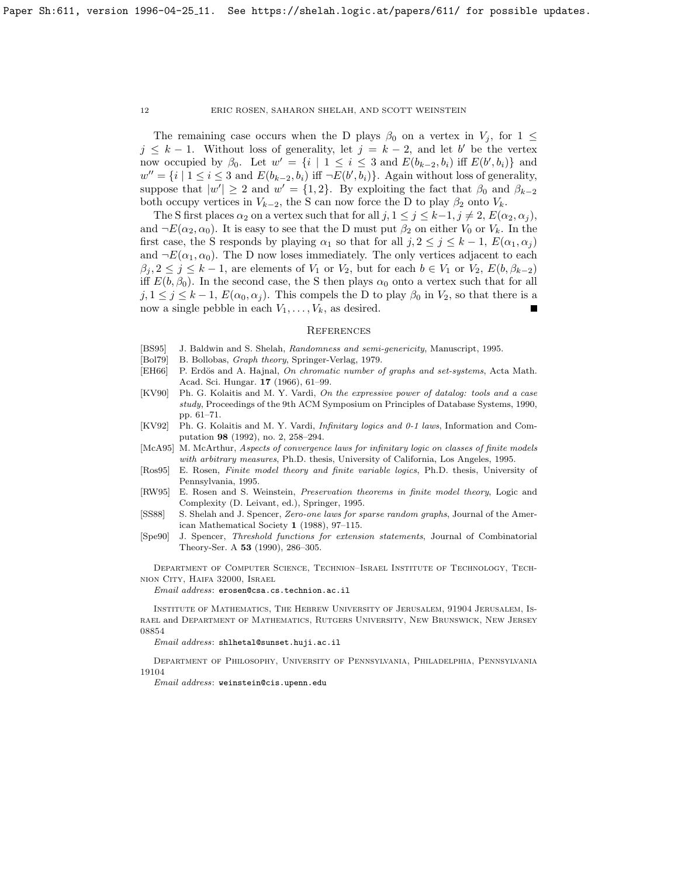The remaining case occurs when the D plays $\beta_0$ on a vertex in $V_j$, for $1 \leq j \leq k-1$. Without loss of generality, let $j = k-2$, and let $b'$ be the vertex now occupied by $\beta_0$. Let $w' = \{i \mid 1 \leq i \leq 3 \text{ and } E(b_{k-2}, b_i) \text{ iff } E(b', b_i)\}$ and $w'' = \{i \mid 1 \leq i \leq 3 \text{ and } E(b_{k-2}, b_i) \text{ iff } \neg E(b', b_i)\}$. Again without loss of generality, suppose that $|w'| \geq 2$ and $w' = \{1, 2\}$. By exploiting the fact that $\beta_0$ and $\beta_{k-2}$ both occupy vertices in $V_{k-2}$, the S can now force the D to play $\beta_2$ onto $V_k$.

The S first places $\alpha_2$ on a vertex such that for all $j, 1 \leq j \leq k-1, j \neq 2$, $E(\alpha_2, \alpha_j)$, and $\neg E(\alpha_2, \alpha_0)$. It is easy to see that the D must put $\beta_2$ on either $V_0$ or $V_k$. In the first case, the S responds by playing $\alpha_1$ so that for all $j, 2 \leq j \leq k-1$, $E(\alpha_1, \alpha_j)$ and $\neg E(\alpha_1, \alpha_0)$. The D now loses immediately. The only vertices adjacent to each $\beta_j, 2 \leq j \leq k-1$, are elements of $V_1$ or $V_2$, but for each $b \in V_1$ or $V_2$, $E(b, \beta_{k-2})$ iff $E(b, \beta_0)$. In the second case, the S then plays $\alpha_0$ onto a vertex such that for all $j, 1 \leq j \leq k-1$, $E(\alpha_0, \alpha_j)$. This compels the D to play $\beta_0$ in $V_2$, so that there is a now a single pebble in each $V_1, \ldots, V_k$, as desired. ∎

## References

[BS95] J. Baldwin and S. Shelah, *Randomness and semi-genericity*, Manuscript, 1995.

[Bol79] B. Bollobas, *Graph theory*, Springer-Verlag, 1979.

[EH66] P. Erdös and A. Hajnal, *On chromatic number of graphs and set-systems*, Acta Math. Acad. Sci. Hungar. **17** (1966), 61–99.

[KV90] Ph. G. Kolaitis and M. Y. Vardi, *On the expressive power of datalog: tools and a case study*, Proceedings of the 9th ACM Symposium on Principles of Database Systems, 1990, pp. 61–71.

[KV92] Ph. G. Kolaitis and M. Y. Vardi, *Infinitary logics and 0-1 laws*, Information and Computation **98** (1992), no. 2, 258–294.

[McA95] M. McArthur, *Aspects of convergence laws for infinitary logic on classes of finite models with arbitrary measures*, Ph.D. thesis, University of California, Los Angeles, 1995.

[Ros95] E. Rosen, *Finite model theory and finite variable logics*, Ph.D. thesis, University of Pennsylvania, 1995.

[RW95] E. Rosen and S. Weinstein, *Preservation theorems in finite model theory*, Logic and Complexity (D. Leivant, ed.), Springer, 1995.

[SS88] S. Shelah and J. Spencer, *Zero-one laws for sparse random graphs*, Journal of the American Mathematical Society **1** (1988), 97–115.

[Spe90] J. Spencer, *Threshold functions for extension statements*, Journal of Combinatorial Theory-Ser. A **53** (1990), 286–305.

Department of Computer Science, Technion–Israel Institute of Technology, Technion City, Haifa 32000, Israel

*Email address*: erosen@csa.cs.technion.ac.il

Institute of Mathematics, The Hebrew University of Jerusalem, 91904 Jerusalem, Israel and Department of Mathematics, Rutgers University, New Brunswick, New Jersey 08854

*Email address*: shlhetal@sunset.huji.ac.il

Department of Philosophy, University of Pennsylvania, Philadelphia, Pennsylvania 19104

*Email address*: weinstein@cis.upenn.edu